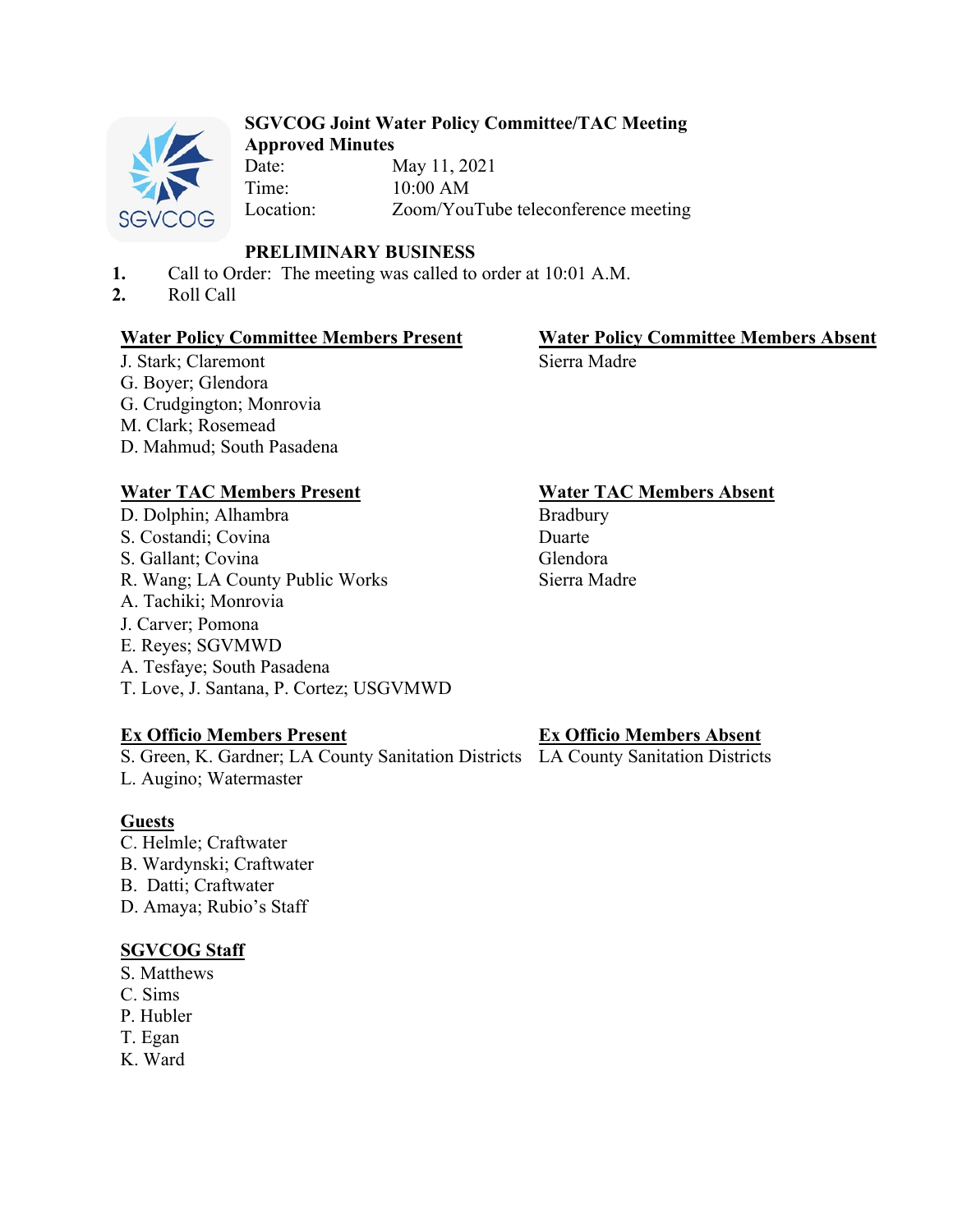**SGVCOG Joint Water Policy Committee/TAC Meeting**
**Approved Minutes**

Date: May 11, 2021
Time: 10:00 AM
Location: Zoom/YouTube teleconference meeting

**PRELIMINARY BUSINESS**

1. Call to Order: The meeting was called to order at 10:01 A.M.
2. Roll Call

**Water Policy Committee Members Present**
J. Stark; Claremont
G. Boyer; Glendora
G. Crudgington; Monrovia
M. Clark; Rosemead
D. Mahmud; South Pasadena

**Water Policy Committee Members Absent**
Sierra Madre

**Water TAC Members Present**
D. Dolphin; Alhambra
S. Costandi; Covina
S. Gallant; Covina
R. Wang; LA County Public Works
A. Tachiki; Monrovia
J. Carver; Pomona
E. Reyes; SGVMWD
A. Tesfaye; South Pasadena
T. Love, J. Santana, P. Cortez; USGVMWD

**Water TAC Members Absent**
Bradbury
Duarte
Glendora
Sierra Madre

**Ex Officio Members Present**
S. Green, K. Gardner; LA County Sanitation Districts
L. Augino; Watermaster

**Ex Officio Members Absent**
LA County Sanitation Districts

**Guests**
C. Helmle; Craftwater
B. Wardynski; Craftwater
B. Datti; Craftwater
D. Amaya; Rubio's Staff

**SGVCOG Staff**
S. Matthews
C. Sims
P. Hubler
T. Egan
K. Ward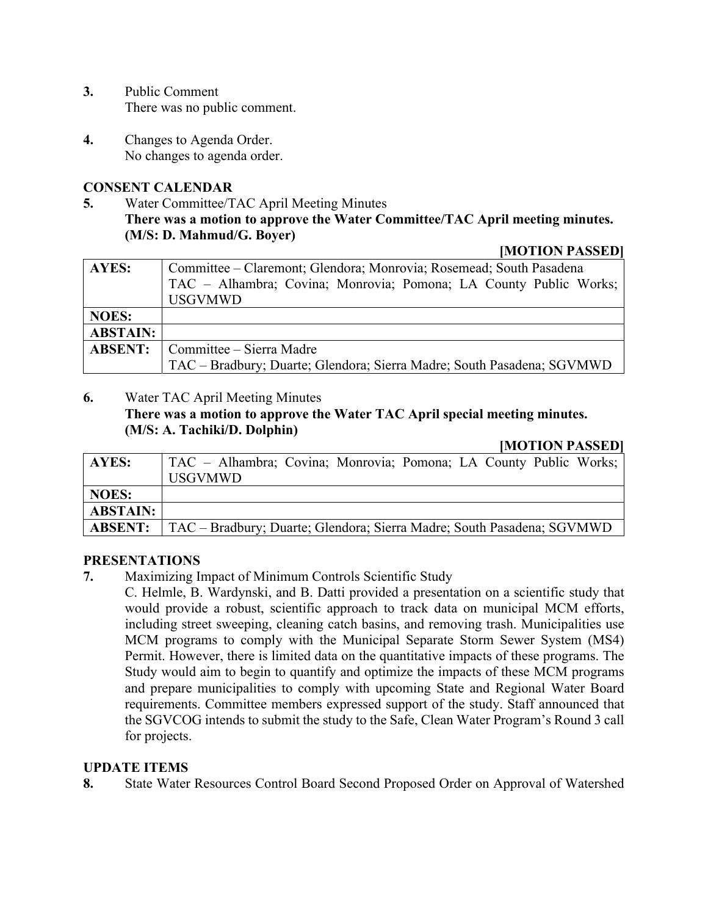3. Public Comment
   There was no public comment.

4. Changes to Agenda Order.
   No changes to agenda order.

**CONSENT CALENDAR**

5. Water Committee/TAC April Meeting Minutes
   **There was a motion to approve the Water Committee/TAC April meeting minutes. (M/S: D. Mahmud/G. Boyer)**

**[MOTION PASSED]**

| | |
|---|---|
| **AYES:** | Committee – Claremont; Glendora; Monrovia; Rosemead; South Pasadena<br>TAC – Alhambra; Covina; Monrovia; Pomona; LA County Public Works; USGVMWD |
| **NOES:** | |
| **ABSTAIN:** | |
| **ABSENT:** | Committee – Sierra Madre<br>TAC – Bradbury; Duarte; Glendora; Sierra Madre; South Pasadena; SGVMWD |

6. Water TAC April Meeting Minutes
   **There was a motion to approve the Water TAC April special meeting minutes. (M/S: A. Tachiki/D. Dolphin)**

**[MOTION PASSED]**

| | |
|---|---|
| **AYES:** | TAC – Alhambra; Covina; Monrovia; Pomona; LA County Public Works; USGVMWD |
| **NOES:** | |
| **ABSTAIN:** | |
| **ABSENT:** | TAC – Bradbury; Duarte; Glendora; Sierra Madre; South Pasadena; SGVMWD |

**PRESENTATIONS**

7. Maximizing Impact of Minimum Controls Scientific Study
   C. Helmle, B. Wardynski, and B. Datti provided a presentation on a scientific study that would provide a robust, scientific approach to track data on municipal MCM efforts, including street sweeping, cleaning catch basins, and removing trash. Municipalities use MCM programs to comply with the Municipal Separate Storm Sewer System (MS4) Permit. However, there is limited data on the quantitative impacts of these programs. The Study would aim to begin to quantify and optimize the impacts of these MCM programs and prepare municipalities to comply with upcoming State and Regional Water Board requirements. Committee members expressed support of the study. Staff announced that the SGVCOG intends to submit the study to the Safe, Clean Water Program's Round 3 call for projects.

**UPDATE ITEMS**

8. State Water Resources Control Board Second Proposed Order on Approval of Watershed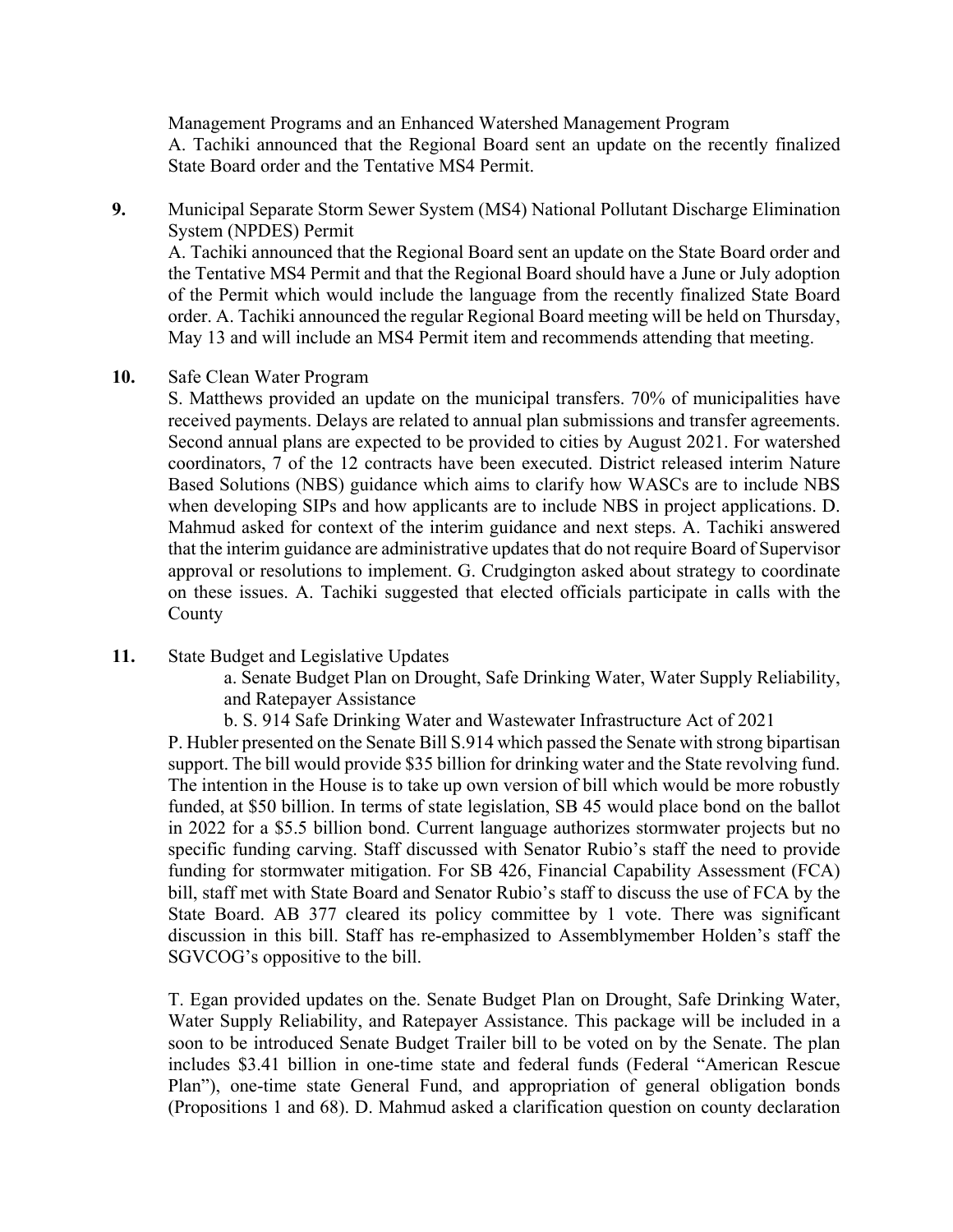Management Programs and an Enhanced Watershed Management Program
A. Tachiki announced that the Regional Board sent an update on the recently finalized State Board order and the Tentative MS4 Permit.

**9.** Municipal Separate Storm Sewer System (MS4) National Pollutant Discharge Elimination System (NPDES) Permit
A. Tachiki announced that the Regional Board sent an update on the State Board order and the Tentative MS4 Permit and that the Regional Board should have a June or July adoption of the Permit which would include the language from the recently finalized State Board order. A. Tachiki announced the regular Regional Board meeting will be held on Thursday, May 13 and will include an MS4 Permit item and recommends attending that meeting.

**10.** Safe Clean Water Program
S. Matthews provided an update on the municipal transfers. 70% of municipalities have received payments. Delays are related to annual plan submissions and transfer agreements. Second annual plans are expected to be provided to cities by August 2021. For watershed coordinators, 7 of the 12 contracts have been executed. District released interim Nature Based Solutions (NBS) guidance which aims to clarify how WASCs are to include NBS when developing SIPs and how applicants are to include NBS in project applications. D. Mahmud asked for context of the interim guidance and next steps. A. Tachiki answered that the interim guidance are administrative updates that do not require Board of Supervisor approval or resolutions to implement. G. Crudgington asked about strategy to coordinate on these issues. A. Tachiki suggested that elected officials participate in calls with the County

**11.** State Budget and Legislative Updates

a. Senate Budget Plan on Drought, Safe Drinking Water, Water Supply Reliability, and Ratepayer Assistance

b. S. 914 Safe Drinking Water and Wastewater Infrastructure Act of 2021

P. Hubler presented on the Senate Bill S.914 which passed the Senate with strong bipartisan support. The bill would provide $35 billion for drinking water and the State revolving fund. The intention in the House is to take up own version of bill which would be more robustly funded, at $50 billion. In terms of state legislation, SB 45 would place bond on the ballot in 2022 for a $5.5 billion bond. Current language authorizes stormwater projects but no specific funding carving. Staff discussed with Senator Rubio's staff the need to provide funding for stormwater mitigation. For SB 426, Financial Capability Assessment (FCA) bill, staff met with State Board and Senator Rubio's staff to discuss the use of FCA by the State Board. AB 377 cleared its policy committee by 1 vote. There was significant discussion in this bill. Staff has re-emphasized to Assemblymember Holden's staff the SGVCOG's oppositive to the bill.

T. Egan provided updates on the. Senate Budget Plan on Drought, Safe Drinking Water, Water Supply Reliability, and Ratepayer Assistance. This package will be included in a soon to be introduced Senate Budget Trailer bill to be voted on by the Senate. The plan includes $3.41 billion in one-time state and federal funds (Federal "American Rescue Plan"), one-time state General Fund, and appropriation of general obligation bonds (Propositions 1 and 68). D. Mahmud asked a clarification question on county declaration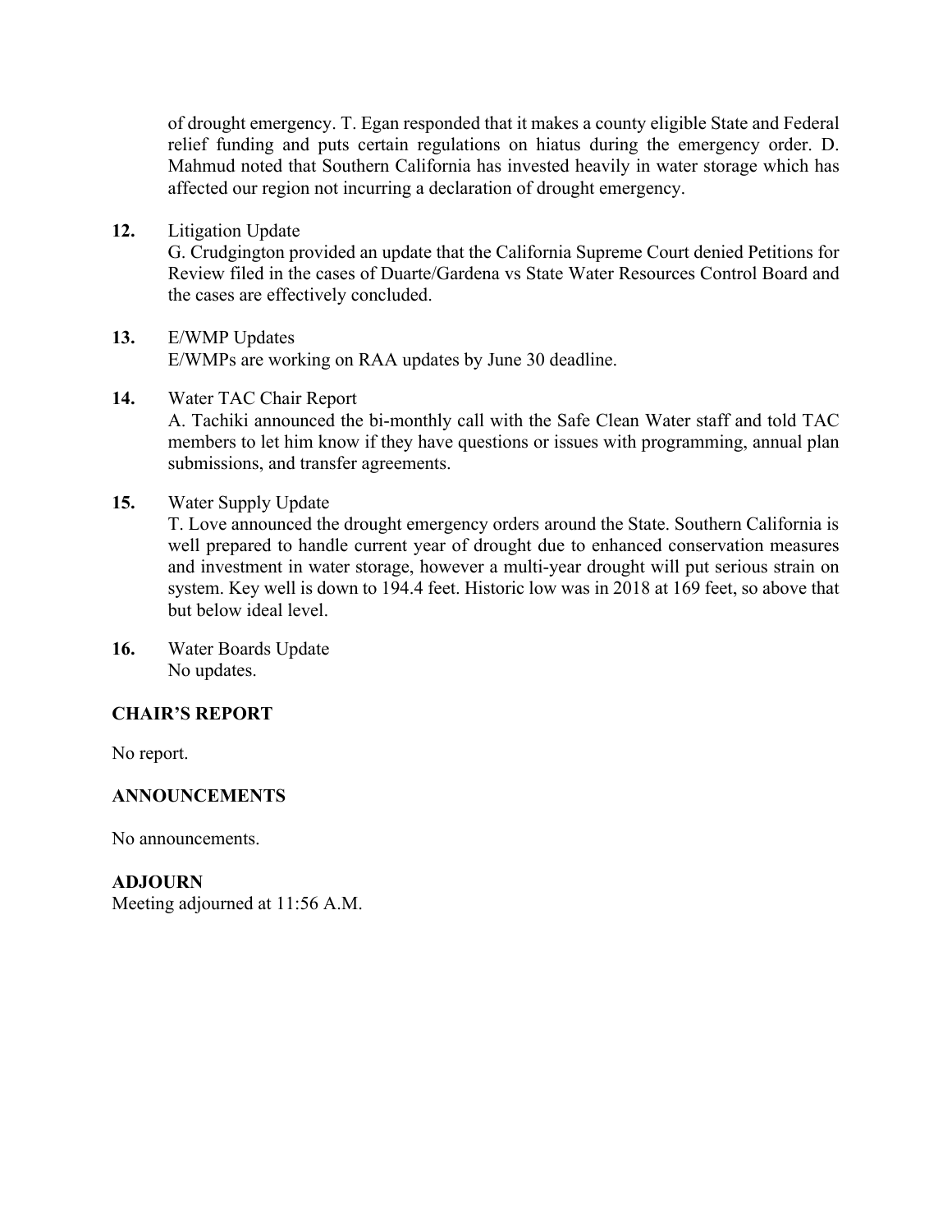of drought emergency. T. Egan responded that it makes a county eligible State and Federal relief funding and puts certain regulations on hiatus during the emergency order. D. Mahmud noted that Southern California has invested heavily in water storage which has affected our region not incurring a declaration of drought emergency.

**12.** Litigation Update
G. Crudgington provided an update that the California Supreme Court denied Petitions for Review filed in the cases of Duarte/Gardena vs State Water Resources Control Board and the cases are effectively concluded.

**13.** E/WMP Updates
E/WMPs are working on RAA updates by June 30 deadline.

**14.** Water TAC Chair Report
A. Tachiki announced the bi-monthly call with the Safe Clean Water staff and told TAC members to let him know if they have questions or issues with programming, annual plan submissions, and transfer agreements.

**15.** Water Supply Update
T. Love announced the drought emergency orders around the State. Southern California is well prepared to handle current year of drought due to enhanced conservation measures and investment in water storage, however a multi-year drought will put serious strain on system. Key well is down to 194.4 feet. Historic low was in 2018 at 169 feet, so above that but below ideal level.

**16.** Water Boards Update
No updates.

**CHAIR'S REPORT**

No report.

**ANNOUNCEMENTS**

No announcements.

**ADJOURN**
Meeting adjourned at 11:56 A.M.